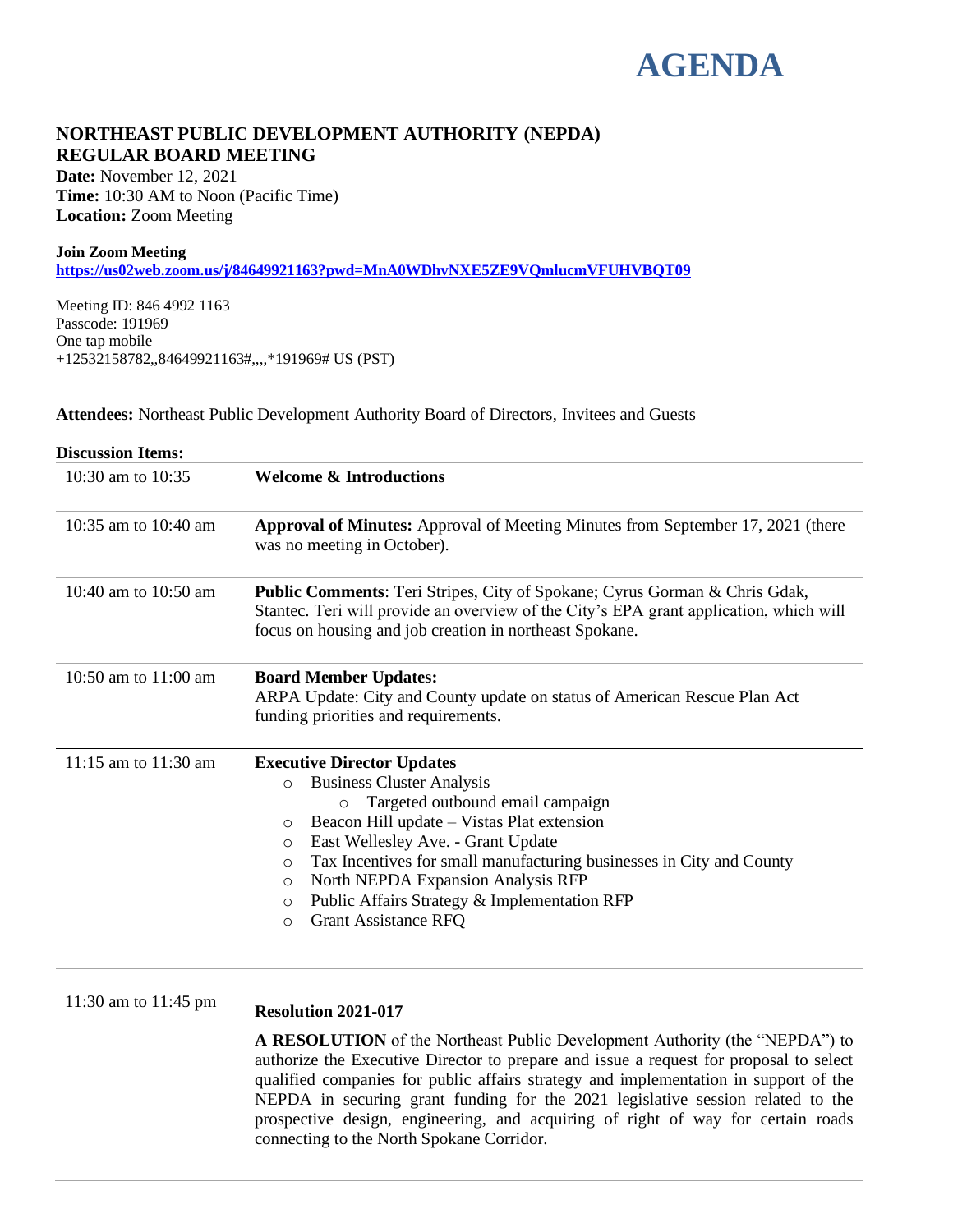# AGENDA

## NORTHEAST PUBLIC DEVELOPMENT AUTHORITY (NEPDA) REGULAR BOARD MEETING

**Date:** November 12, 2021
**Time:** 10:30 AM to Noon (Pacific Time)
**Location:** Zoom Meeting

**Join Zoom Meeting**
**https://us02web.zoom.us/j/84649921163?pwd=MnA0WDhvNXE5ZE9VQmlucmVFUHVBQT09**

Meeting ID: 846 4992 1163
Passcode: 191969
One tap mobile
+12532158782,,84649921163#,,,,*191969# US (PST)

**Attendees:** Northeast Public Development Authority Board of Directors, Invitees and Guests

**Discussion Items:**

| | |
|---|---|
| 10:30 am to 10:35 | **Welcome & Introductions** |
| 10:35 am to 10:40 am | **Approval of Minutes:** Approval of Meeting Minutes from September 17, 2021 (there was no meeting in October). |
| 10:40 am to 10:50 am | **Public Comments**: Teri Stripes, City of Spokane; Cyrus Gorman & Chris Gdak, Stantec. Teri will provide an overview of the City's EPA grant application, which will focus on housing and job creation in northeast Spokane. |
| 10:50 am to 11:00 am | **Board Member Updates:** ARPA Update: City and County update on status of American Rescue Plan Act funding priorities and requirements. |
| 11:15 am to 11:30 am | **Executive Director Updates**<br>○ Business Cluster Analysis<br>&nbsp;&nbsp;&nbsp;&nbsp;○ Targeted outbound email campaign<br>○ Beacon Hill update – Vistas Plat extension<br>○ East Wellesley Ave. - Grant Update<br>○ Tax Incentives for small manufacturing businesses in City and County<br>○ North NEPDA Expansion Analysis RFP<br>○ Public Affairs Strategy & Implementation RFP<br>○ Grant Assistance RFQ |
| 11:30 am to 11:45 pm | **Resolution 2021-017**<br><br>**A RESOLUTION** of the Northeast Public Development Authority (the "NEPDA") to authorize the Executive Director to prepare and issue a request for proposal to select qualified companies for public affairs strategy and implementation in support of the NEPDA in securing grant funding for the 2021 legislative session related to the prospective design, engineering, and acquiring of right of way for certain roads connecting to the North Spokane Corridor. |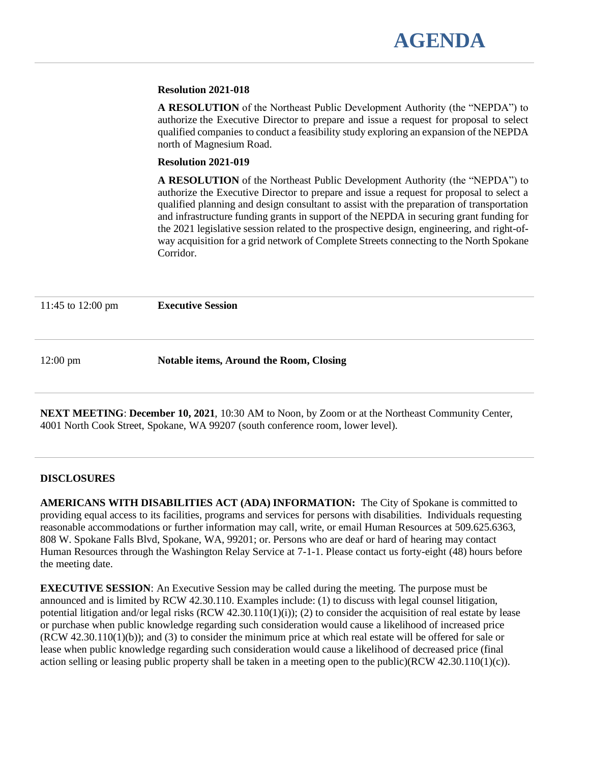# AGENDA

**Resolution 2021-018**

**A RESOLUTION** of the Northeast Public Development Authority (the "NEPDA") to authorize the Executive Director to prepare and issue a request for proposal to select qualified companies to conduct a feasibility study exploring an expansion of the NEPDA north of Magnesium Road.

**Resolution 2021-019**

**A RESOLUTION** of the Northeast Public Development Authority (the "NEPDA") to authorize the Executive Director to prepare and issue a request for proposal to select a qualified planning and design consultant to assist with the preparation of transportation and infrastructure funding grants in support of the NEPDA in securing grant funding for the 2021 legislative session related to the prospective design, engineering, and right-of-way acquisition for a grid network of Complete Streets connecting to the North Spokane Corridor.

| | |
|---|---|
| 11:45 to 12:00 pm | **Executive Session** |
| 12:00 pm | **Notable items, Around the Room, Closing** |

**NEXT MEETING**: **December 10, 2021**, 10:30 AM to Noon, by Zoom or at the Northeast Community Center, 4001 North Cook Street, Spokane, WA 99207 (south conference room, lower level).

**DISCLOSURES**

**AMERICANS WITH DISABILITIES ACT (ADA) INFORMATION:** The City of Spokane is committed to providing equal access to its facilities, programs and services for persons with disabilities. Individuals requesting reasonable accommodations or further information may call, write, or email Human Resources at 509.625.6363, 808 W. Spokane Falls Blvd, Spokane, WA, 99201; or. Persons who are deaf or hard of hearing may contact Human Resources through the Washington Relay Service at 7-1-1. Please contact us forty-eight (48) hours before the meeting date.

**EXECUTIVE SESSION**: An Executive Session may be called during the meeting. The purpose must be announced and is limited by RCW 42.30.110. Examples include: (1) to discuss with legal counsel litigation, potential litigation and/or legal risks (RCW 42.30.110(1)(i)); (2) to consider the acquisition of real estate by lease or purchase when public knowledge regarding such consideration would cause a likelihood of increased price (RCW 42.30.110(1)(b)); and (3) to consider the minimum price at which real estate will be offered for sale or lease when public knowledge regarding such consideration would cause a likelihood of decreased price (final action selling or leasing public property shall be taken in a meeting open to the public)(RCW 42.30.110(1)(c)).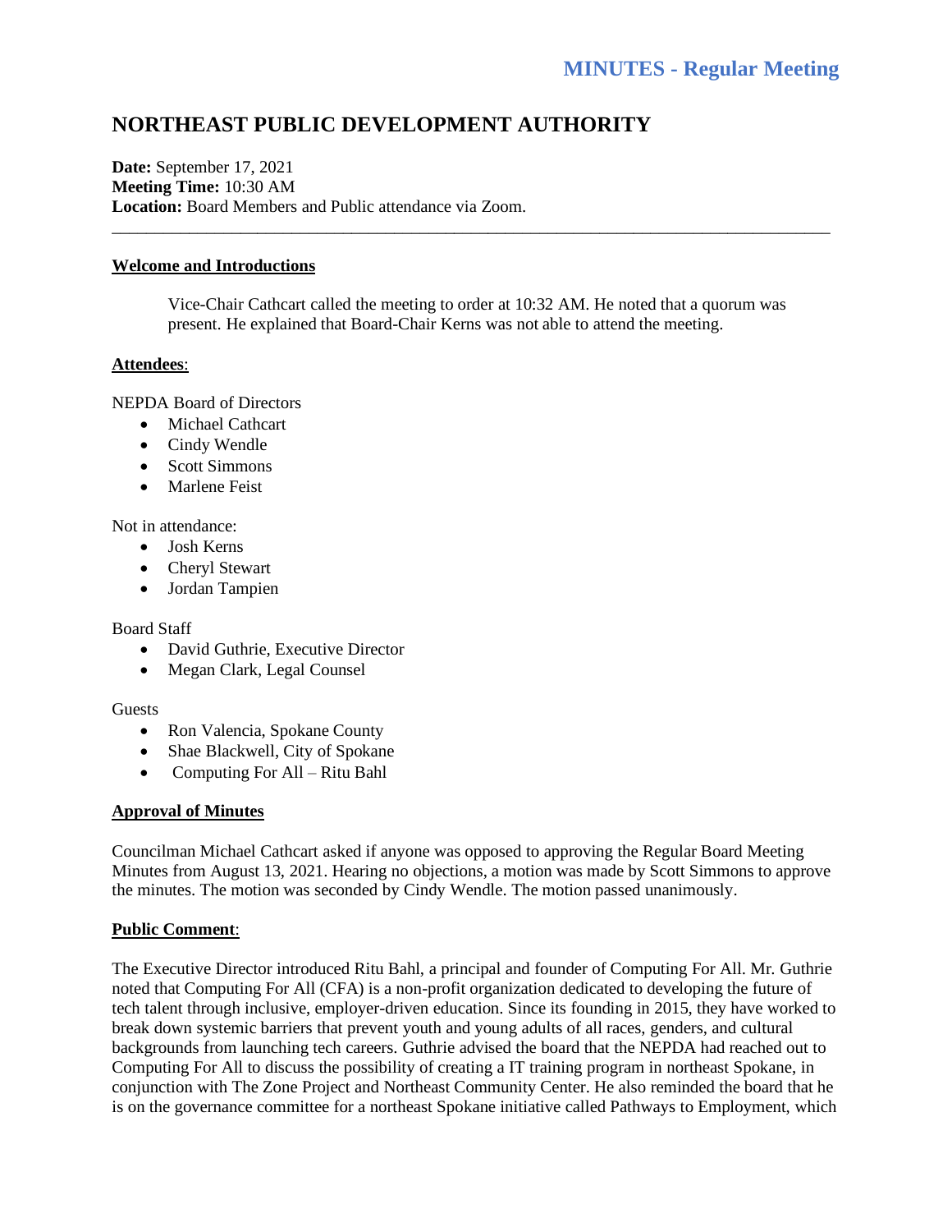## MINUTES - Regular Meeting

# NORTHEAST PUBLIC DEVELOPMENT AUTHORITY

**Date:** September 17, 2021
**Meeting Time:** 10:30 AM
**Location:** Board Members and Public attendance via Zoom.

---

**Welcome and Introductions**

Vice-Chair Cathcart called the meeting to order at 10:32 AM. He noted that a quorum was present. He explained that Board-Chair Kerns was not able to attend the meeting.

**Attendees**:

NEPDA Board of Directors

- Michael Cathcart
- Cindy Wendle
- Scott Simmons
- Marlene Feist

Not in attendance:

- Josh Kerns
- Cheryl Stewart
- Jordan Tampien

Board Staff

- David Guthrie, Executive Director
- Megan Clark, Legal Counsel

Guests

- Ron Valencia, Spokane County
- Shae Blackwell, City of Spokane
- Computing For All – Ritu Bahl

**Approval of Minutes**

Councilman Michael Cathcart asked if anyone was opposed to approving the Regular Board Meeting Minutes from August 13, 2021. Hearing no objections, a motion was made by Scott Simmons to approve the minutes. The motion was seconded by Cindy Wendle. The motion passed unanimously.

**Public Comment**:

The Executive Director introduced Ritu Bahl, a principal and founder of Computing For All. Mr. Guthrie noted that Computing For All (CFA) is a non-profit organization dedicated to developing the future of tech talent through inclusive, employer-driven education. Since its founding in 2015, they have worked to break down systemic barriers that prevent youth and young adults of all races, genders, and cultural backgrounds from launching tech careers. Guthrie advised the board that the NEPDA had reached out to Computing For All to discuss the possibility of creating a IT training program in northeast Spokane, in conjunction with The Zone Project and Northeast Community Center. He also reminded the board that he is on the governance committee for a northeast Spokane initiative called Pathways to Employment, which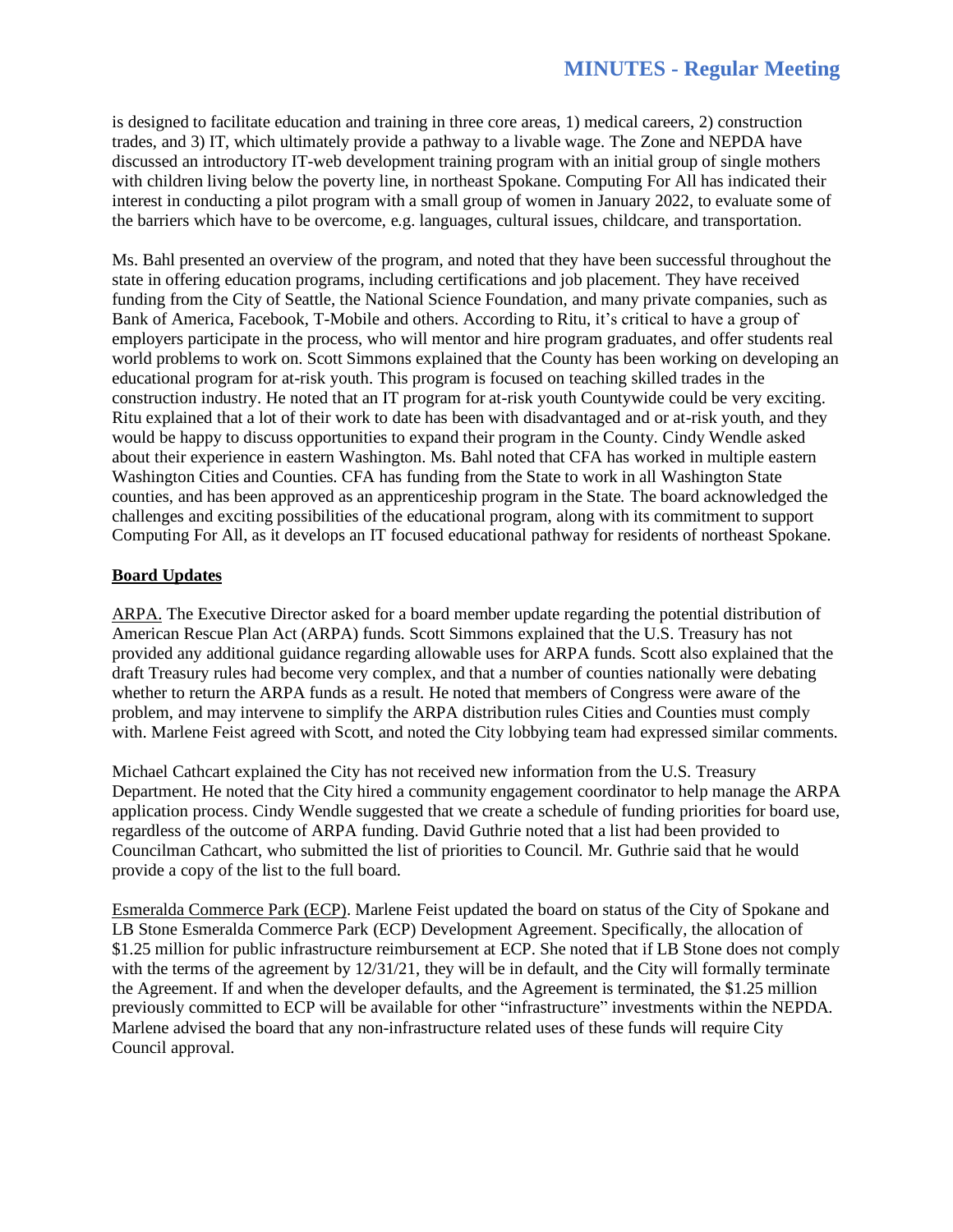is designed to facilitate education and training in three core areas, 1) medical careers, 2) construction trades, and 3) IT, which ultimately provide a pathway to a livable wage. The Zone and NEPDA have discussed an introductory IT-web development training program with an initial group of single mothers with children living below the poverty line, in northeast Spokane. Computing For All has indicated their interest in conducting a pilot program with a small group of women in January 2022, to evaluate some of the barriers which have to be overcome, e.g. languages, cultural issues, childcare, and transportation.

Ms. Bahl presented an overview of the program, and noted that they have been successful throughout the state in offering education programs, including certifications and job placement. They have received funding from the City of Seattle, the National Science Foundation, and many private companies, such as Bank of America, Facebook, T-Mobile and others. According to Ritu, it's critical to have a group of employers participate in the process, who will mentor and hire program graduates, and offer students real world problems to work on. Scott Simmons explained that the County has been working on developing an educational program for at-risk youth. This program is focused on teaching skilled trades in the construction industry. He noted that an IT program for at-risk youth Countywide could be very exciting. Ritu explained that a lot of their work to date has been with disadvantaged and or at-risk youth, and they would be happy to discuss opportunities to expand their program in the County. Cindy Wendle asked about their experience in eastern Washington. Ms. Bahl noted that CFA has worked in multiple eastern Washington Cities and Counties. CFA has funding from the State to work in all Washington State counties, and has been approved as an apprenticeship program in the State. The board acknowledged the challenges and exciting possibilities of the educational program, along with its commitment to support Computing For All, as it develops an IT focused educational pathway for residents of northeast Spokane.

**Board Updates**

ARPA. The Executive Director asked for a board member update regarding the potential distribution of American Rescue Plan Act (ARPA) funds. Scott Simmons explained that the U.S. Treasury has not provided any additional guidance regarding allowable uses for ARPA funds. Scott also explained that the draft Treasury rules had become very complex, and that a number of counties nationally were debating whether to return the ARPA funds as a result. He noted that members of Congress were aware of the problem, and may intervene to simplify the ARPA distribution rules Cities and Counties must comply with. Marlene Feist agreed with Scott, and noted the City lobbying team had expressed similar comments.

Michael Cathcart explained the City has not received new information from the U.S. Treasury Department. He noted that the City hired a community engagement coordinator to help manage the ARPA application process. Cindy Wendle suggested that we create a schedule of funding priorities for board use, regardless of the outcome of ARPA funding. David Guthrie noted that a list had been provided to Councilman Cathcart, who submitted the list of priorities to Council. Mr. Guthrie said that he would provide a copy of the list to the full board.

Esmeralda Commerce Park (ECP). Marlene Feist updated the board on status of the City of Spokane and LB Stone Esmeralda Commerce Park (ECP) Development Agreement. Specifically, the allocation of $1.25 million for public infrastructure reimbursement at ECP. She noted that if LB Stone does not comply with the terms of the agreement by 12/31/21, they will be in default, and the City will formally terminate the Agreement. If and when the developer defaults, and the Agreement is terminated, the $1.25 million previously committed to ECP will be available for other "infrastructure" investments within the NEPDA. Marlene advised the board that any non-infrastructure related uses of these funds will require City Council approval.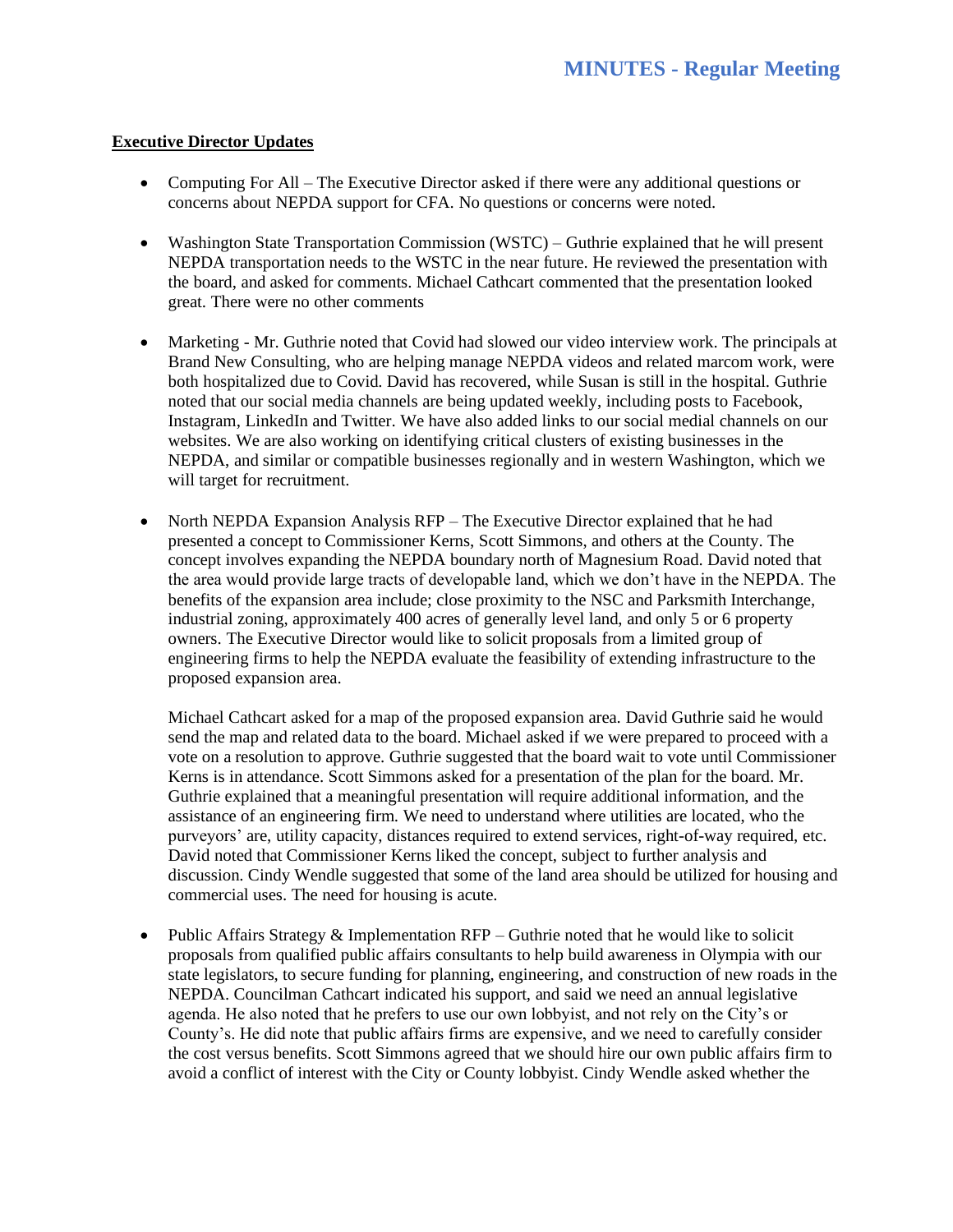## Executive Director Updates

- Computing For All – The Executive Director asked if there were any additional questions or concerns about NEPDA support for CFA. No questions or concerns were noted.

- Washington State Transportation Commission (WSTC) – Guthrie explained that he will present NEPDA transportation needs to the WSTC in the near future. He reviewed the presentation with the board, and asked for comments. Michael Cathcart commented that the presentation looked great. There were no other comments

- Marketing - Mr. Guthrie noted that Covid had slowed our video interview work. The principals at Brand New Consulting, who are helping manage NEPDA videos and related marcom work, were both hospitalized due to Covid. David has recovered, while Susan is still in the hospital. Guthrie noted that our social media channels are being updated weekly, including posts to Facebook, Instagram, LinkedIn and Twitter. We have also added links to our social medial channels on our websites. We are also working on identifying critical clusters of existing businesses in the NEPDA, and similar or compatible businesses regionally and in western Washington, which we will target for recruitment.

- North NEPDA Expansion Analysis RFP – The Executive Director explained that he had presented a concept to Commissioner Kerns, Scott Simmons, and others at the County. The concept involves expanding the NEPDA boundary north of Magnesium Road. David noted that the area would provide large tracts of developable land, which we don't have in the NEPDA. The benefits of the expansion area include; close proximity to the NSC and Parksmith Interchange, industrial zoning, approximately 400 acres of generally level land, and only 5 or 6 property owners. The Executive Director would like to solicit proposals from a limited group of engineering firms to help the NEPDA evaluate the feasibility of extending infrastructure to the proposed expansion area.

  Michael Cathcart asked for a map of the proposed expansion area. David Guthrie said he would send the map and related data to the board. Michael asked if we were prepared to proceed with a vote on a resolution to approve. Guthrie suggested that the board wait to vote until Commissioner Kerns is in attendance. Scott Simmons asked for a presentation of the plan for the board. Mr. Guthrie explained that a meaningful presentation will require additional information, and the assistance of an engineering firm. We need to understand where utilities are located, who the purveyors' are, utility capacity, distances required to extend services, right-of-way required, etc. David noted that Commissioner Kerns liked the concept, subject to further analysis and discussion. Cindy Wendle suggested that some of the land area should be utilized for housing and commercial uses. The need for housing is acute.

- Public Affairs Strategy & Implementation RFP – Guthrie noted that he would like to solicit proposals from qualified public affairs consultants to help build awareness in Olympia with our state legislators, to secure funding for planning, engineering, and construction of new roads in the NEPDA. Councilman Cathcart indicated his support, and said we need an annual legislative agenda. He also noted that he prefers to use our own lobbyist, and not rely on the City's or County's. He did note that public affairs firms are expensive, and we need to carefully consider the cost versus benefits. Scott Simmons agreed that we should hire our own public affairs firm to avoid a conflict of interest with the City or County lobbyist. Cindy Wendle asked whether the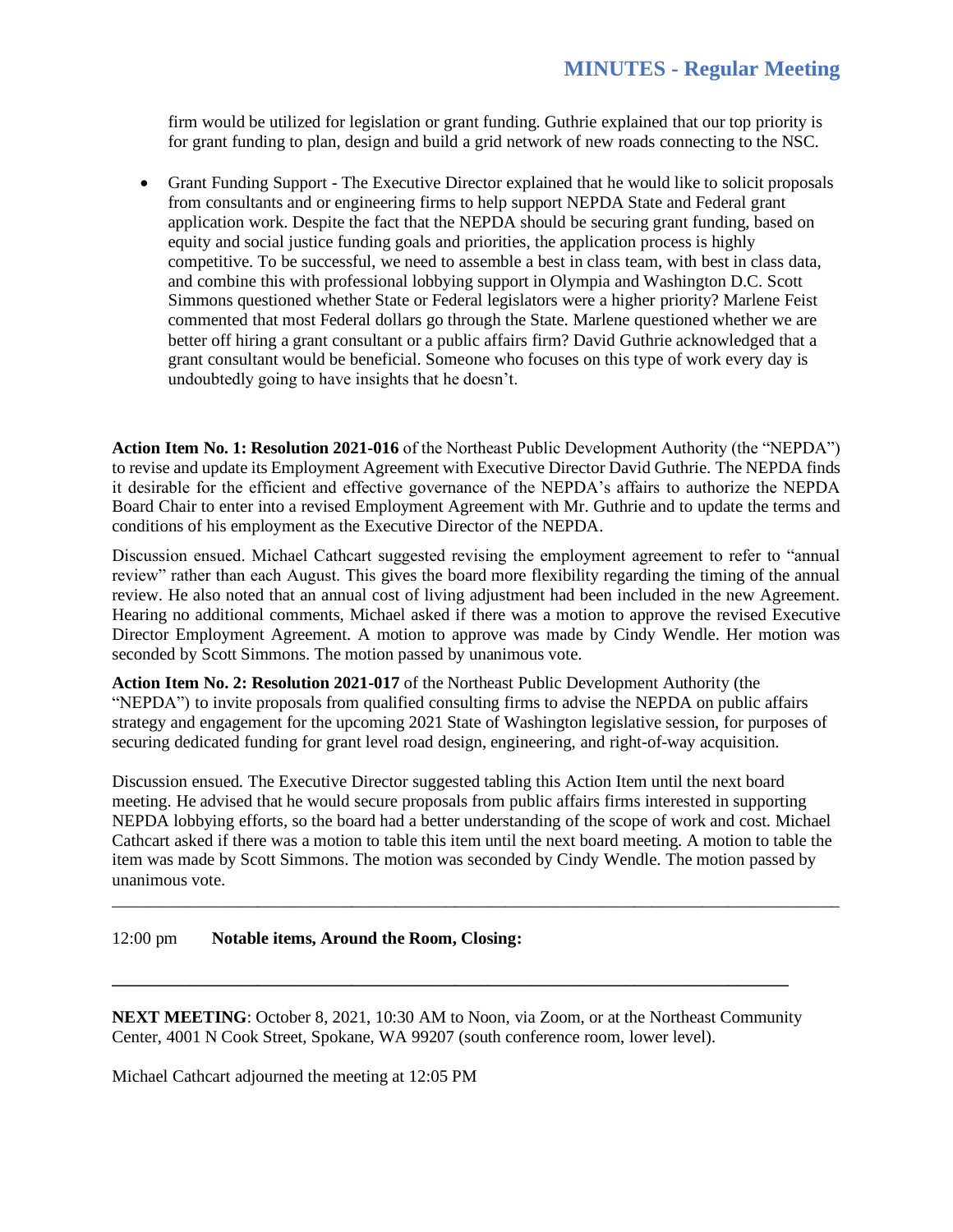firm would be utilized for legislation or grant funding. Guthrie explained that our top priority is for grant funding to plan, design and build a grid network of new roads connecting to the NSC.

- Grant Funding Support - The Executive Director explained that he would like to solicit proposals from consultants and or engineering firms to help support NEPDA State and Federal grant application work. Despite the fact that the NEPDA should be securing grant funding, based on equity and social justice funding goals and priorities, the application process is highly competitive. To be successful, we need to assemble a best in class team, with best in class data, and combine this with professional lobbying support in Olympia and Washington D.C. Scott Simmons questioned whether State or Federal legislators were a higher priority? Marlene Feist commented that most Federal dollars go through the State. Marlene questioned whether we are better off hiring a grant consultant or a public affairs firm? David Guthrie acknowledged that a grant consultant would be beneficial. Someone who focuses on this type of work every day is undoubtedly going to have insights that he doesn't.

**Action Item No. 1: Resolution 2021-016** of the Northeast Public Development Authority (the "NEPDA") to revise and update its Employment Agreement with Executive Director David Guthrie. The NEPDA finds it desirable for the efficient and effective governance of the NEPDA's affairs to authorize the NEPDA Board Chair to enter into a revised Employment Agreement with Mr. Guthrie and to update the terms and conditions of his employment as the Executive Director of the NEPDA.

Discussion ensued. Michael Cathcart suggested revising the employment agreement to refer to "annual review" rather than each August. This gives the board more flexibility regarding the timing of the annual review. He also noted that an annual cost of living adjustment had been included in the new Agreement. Hearing no additional comments, Michael asked if there was a motion to approve the revised Executive Director Employment Agreement. A motion to approve was made by Cindy Wendle. Her motion was seconded by Scott Simmons. The motion passed by unanimous vote.

**Action Item No. 2: Resolution 2021-017** of the Northeast Public Development Authority (the "NEPDA") to invite proposals from qualified consulting firms to advise the NEPDA on public affairs strategy and engagement for the upcoming 2021 State of Washington legislative session, for purposes of securing dedicated funding for grant level road design, engineering, and right-of-way acquisition.

Discussion ensued. The Executive Director suggested tabling this Action Item until the next board meeting. He advised that he would secure proposals from public affairs firms interested in supporting NEPDA lobbying efforts, so the board had a better understanding of the scope of work and cost. Michael Cathcart asked if there was a motion to table this item until the next board meeting. A motion to table the item was made by Scott Simmons. The motion was seconded by Cindy Wendle. The motion passed by unanimous vote.

---

12:00 pm **Notable items, Around the Room, Closing:**

---

**NEXT MEETING**: October 8, 2021, 10:30 AM to Noon, via Zoom, or at the Northeast Community Center, 4001 N Cook Street, Spokane, WA 99207 (south conference room, lower level).

Michael Cathcart adjourned the meeting at 12:05 PM